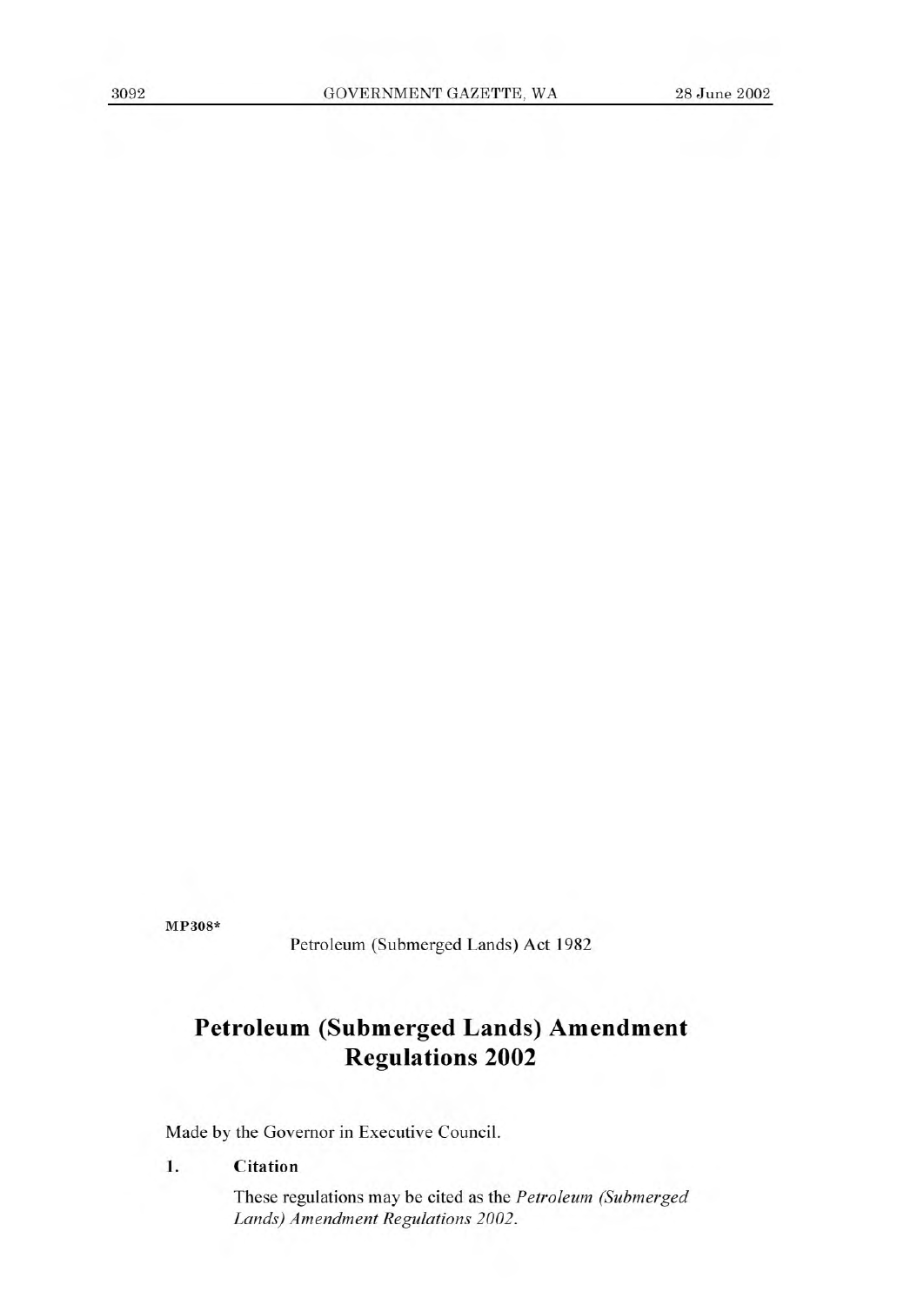MP308*

Petroleum (Submerged Lands) Act 1982

# Petroleum (Submerged Lands) Amendment Regulations 2002

Made by the Governor in Executive Council.

**1. Citation**

These regulations may be cited as the *Petroleum (Submerged Lands) Amendment Regulations 2002*.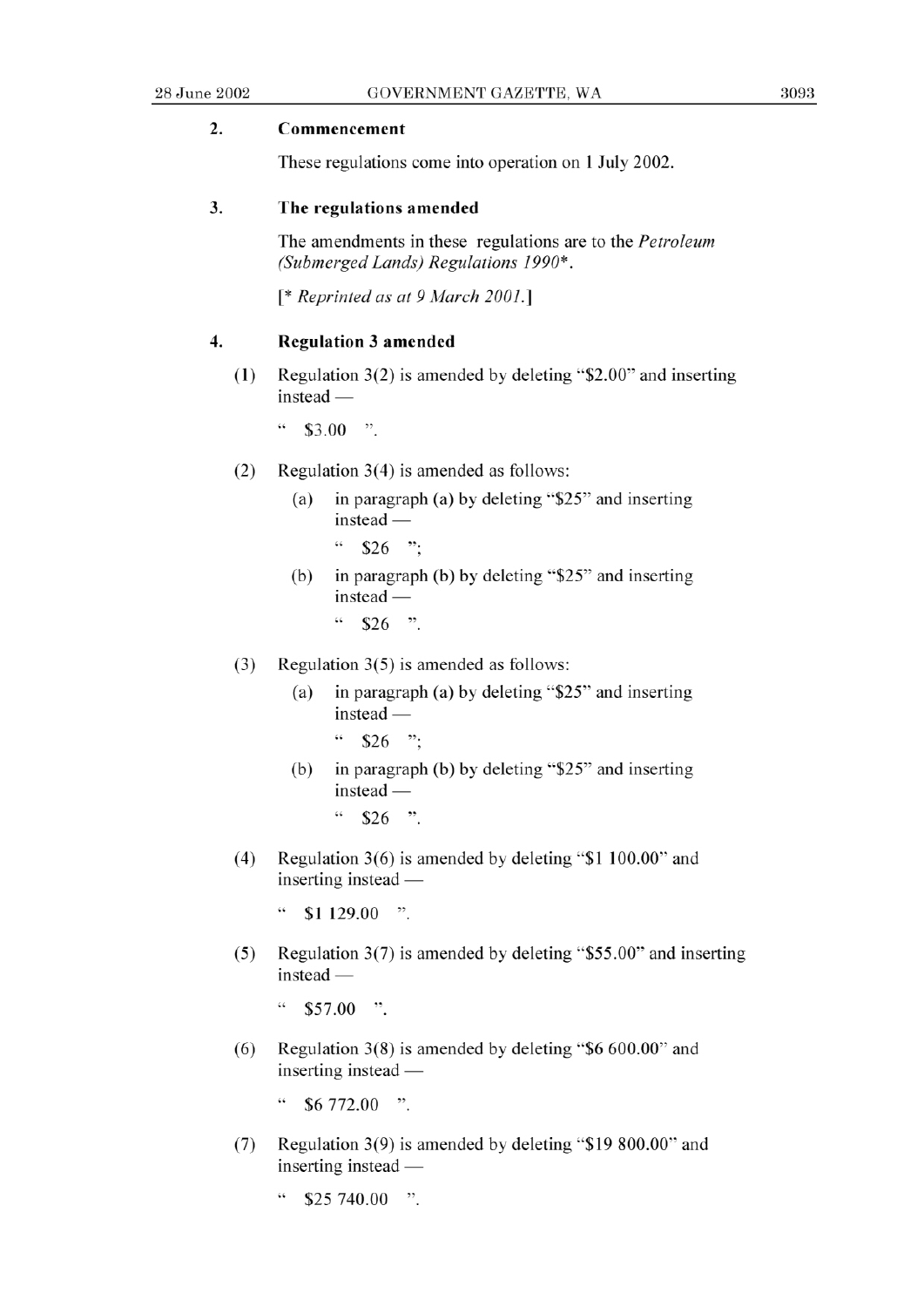## 2. Commencement

These regulations come into operation on 1 July 2002.

## 3. The regulations amended

The amendments in these regulations are to the *Petroleum (Submerged Lands) Regulations 1990*\*.

[\* *Reprinted as at 9 March 2001.*]

## 4. Regulation 3 amended

(1) Regulation 3(2) is amended by deleting "$2.00" and inserting instead —

" $3.00 ".

(2) Regulation 3(4) is amended as follows:

(a) in paragraph (a) by deleting "$25" and inserting instead —

" $26 ";

(b) in paragraph (b) by deleting "$25" and inserting instead —

" $26 ".

(3) Regulation 3(5) is amended as follows:

(a) in paragraph (a) by deleting "$25" and inserting instead —

" $26 ";

(b) in paragraph (b) by deleting "$25" and inserting instead —

" $26 ".

(4) Regulation 3(6) is amended by deleting "$1 100.00" and inserting instead —

" $1 129.00 ".

(5) Regulation 3(7) is amended by deleting "$55.00" and inserting instead —

" $57.00 ".

(6) Regulation 3(8) is amended by deleting "$6 600.00" and inserting instead —

" $6 772.00 ".

(7) Regulation 3(9) is amended by deleting "$19 800.00" and inserting instead —

" $25 740.00 ".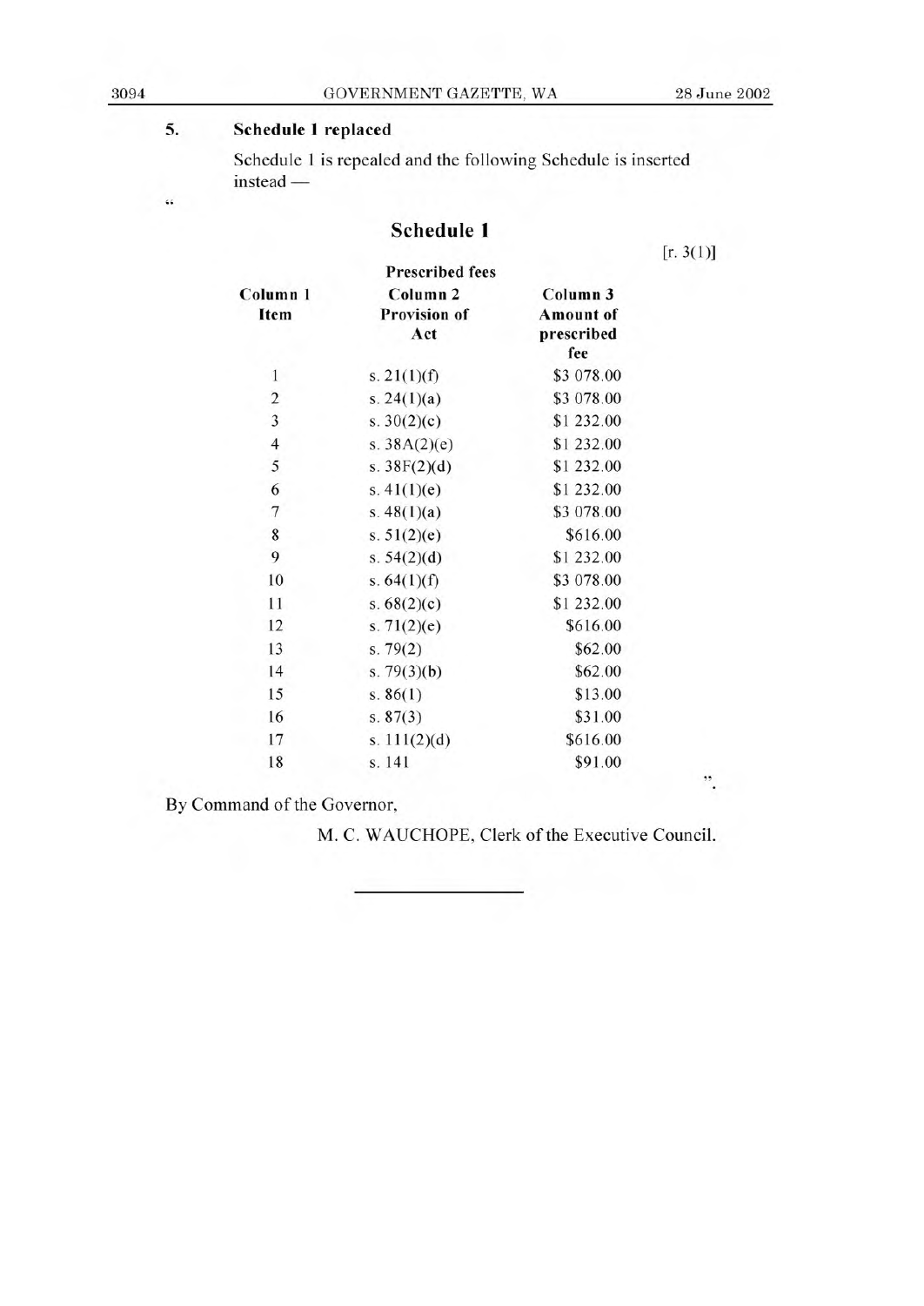**5. Schedule 1 replaced**

Schedule 1 is repealed and the following Schedule is inserted instead —

"

## Schedule 1

[r. 3(1)]

**Prescribed fees**

| Column 1 Item | Column 2 Provision of Act | Column 3 Amount of prescribed fee |
|---|---|---|
| 1 | s. 21(1)(f) | $3 078.00 |
| 2 | s. 24(1)(a) | $3 078.00 |
| 3 | s. 30(2)(c) | $1 232.00 |
| 4 | s. 38A(2)(e) | $1 232.00 |
| 5 | s. 38F(2)(d) | $1 232.00 |
| 6 | s. 41(1)(e) | $1 232.00 |
| 7 | s. 48(1)(a) | $3 078.00 |
| 8 | s. 51(2)(e) | $616.00 |
| 9 | s. 54(2)(d) | $1 232.00 |
| 10 | s. 64(1)(f) | $3 078.00 |
| 11 | s. 68(2)(c) | $1 232.00 |
| 12 | s. 71(2)(e) | $616.00 |
| 13 | s. 79(2) | $62.00 |
| 14 | s. 79(3)(b) | $62.00 |
| 15 | s. 86(1) | $13.00 |
| 16 | s. 87(3) | $31.00 |
| 17 | s. 111(2)(d) | $616.00 |
| 18 | s. 141 | $91.00 |

".

By Command of the Governor,

M. C. WAUCHOPE, Clerk of the Executive Council.